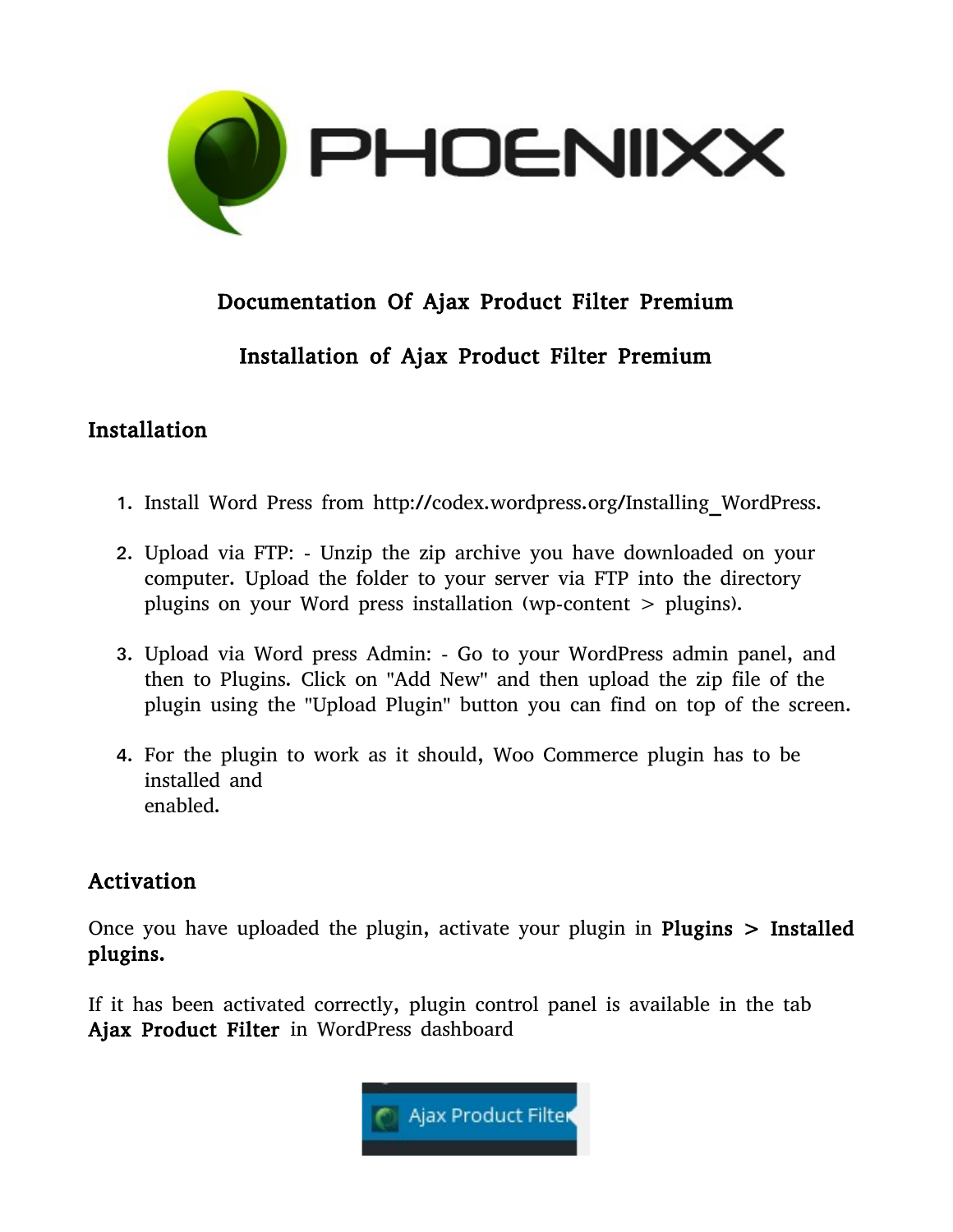# Documentation Of Ajax Product Filter Premium

## Installation of Ajax Product Filter Premium

### Installation

1. Install Word Press from http://codex.wordpress.org/Installing_WordPress.

2. Upload via FTP: - Unzip the zip archive you have downloaded on your computer. Upload the folder to your server via FTP into the directory plugins on your Word press installation (wp-content > plugins).

3. Upload via Word press Admin: - Go to your WordPress admin panel, and then to Plugins. Click on "Add New" and then upload the zip file of the plugin using the "Upload Plugin" button you can find on top of the screen.

4. For the plugin to work as it should, Woo Commerce plugin has to be installed and enabled.

### Activation

Once you have uploaded the plugin, activate your plugin in **Plugins > Installed plugins.**

If it has been activated correctly, plugin control panel is available in the tab **Ajax Product Filter** in WordPress dashboard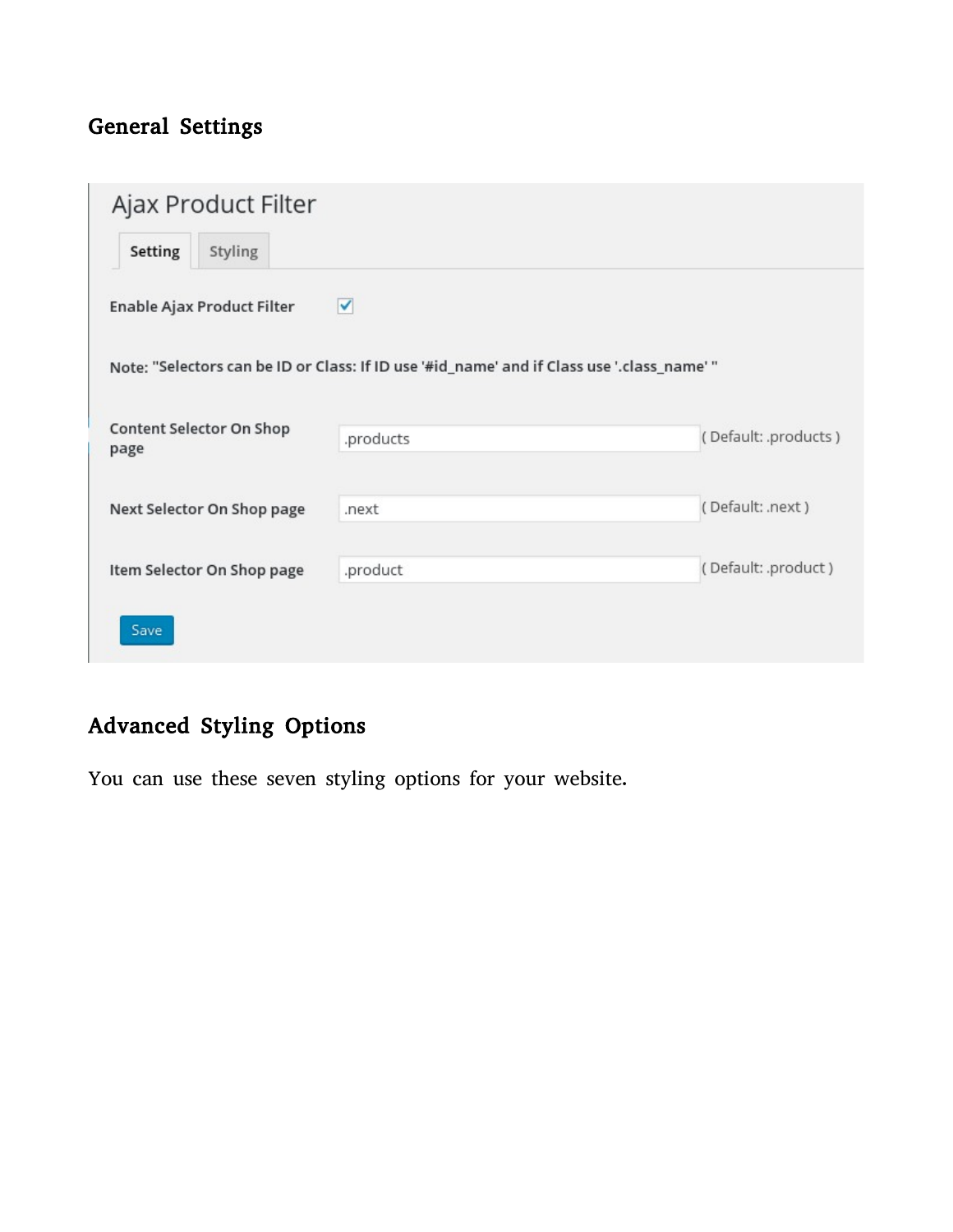## General Settings

Ajax Product Filter

Setting | Styling

Enable Ajax Product Filter ☑

Note: "Selectors can be ID or Class: If ID use '#id_name' and if Class use '.class_name' "

| Setting | Value | Default |
| --- | --- | --- |
| Content Selector On Shop page | .products | ( Default: .products ) |
| Next Selector On Shop page | .next | ( Default: .next ) |
| Item Selector On Shop page | .product | ( Default: .product ) |

Save

## Advanced Styling Options

You can use these seven styling options for your website.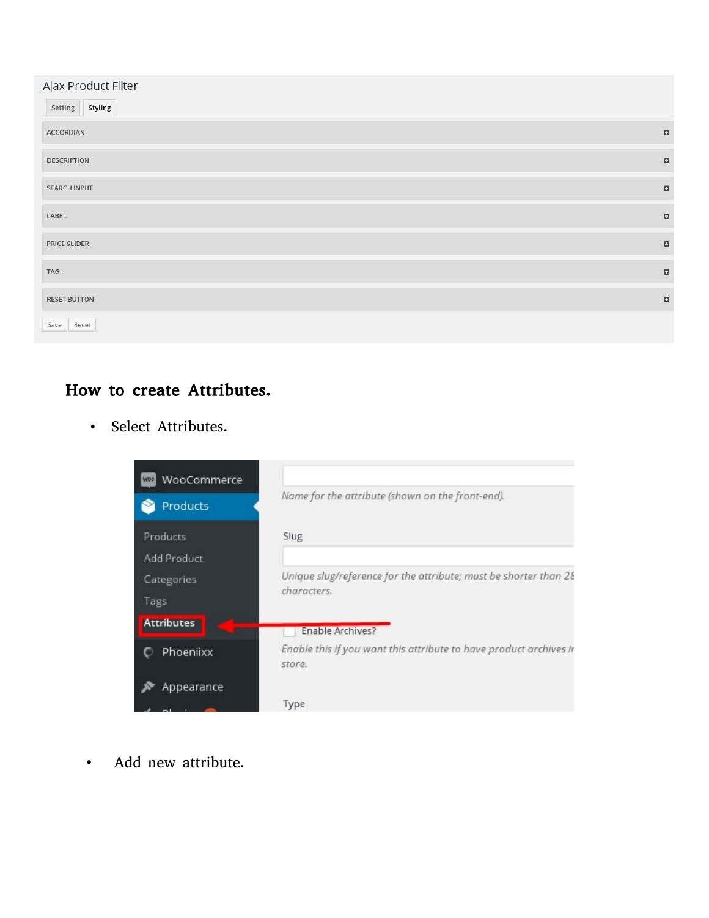Ajax Product Filter

Setting | Styling

ACCORDIAN

DESCRIPTION

SEARCH INPUT

LABEL

PRICE SLIDER

TAG

RESET BUTTON

Save | Reset

## How to create Attributes.

- Select Attributes.

WooCommerce
Products
Products
Add Product
Categories
Tags
Attributes
Phoeniixx
Appearance

Name for the attribute (shown on the front-end).

Slug

Unique slug/reference for the attribute; must be shorter than 28 characters.

Enable Archives?

Enable this if you want this attribute to have product archives in store.

Type

- Add new attribute.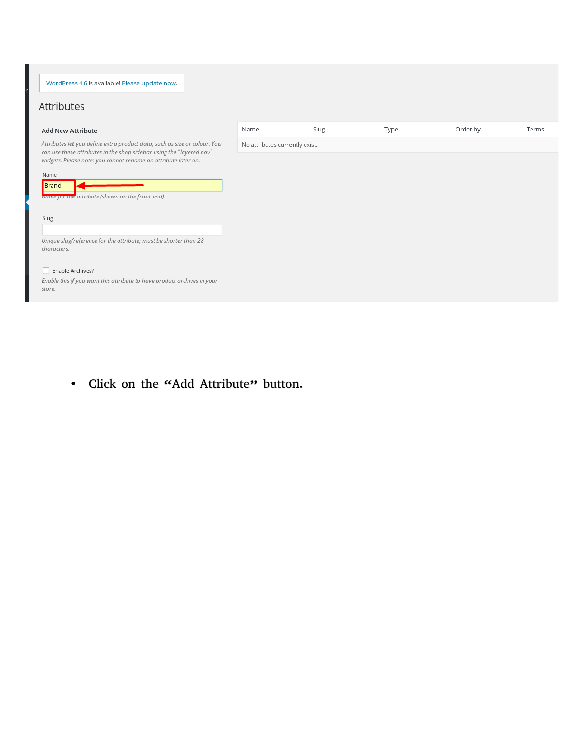- Click on the “Add Attribute” button.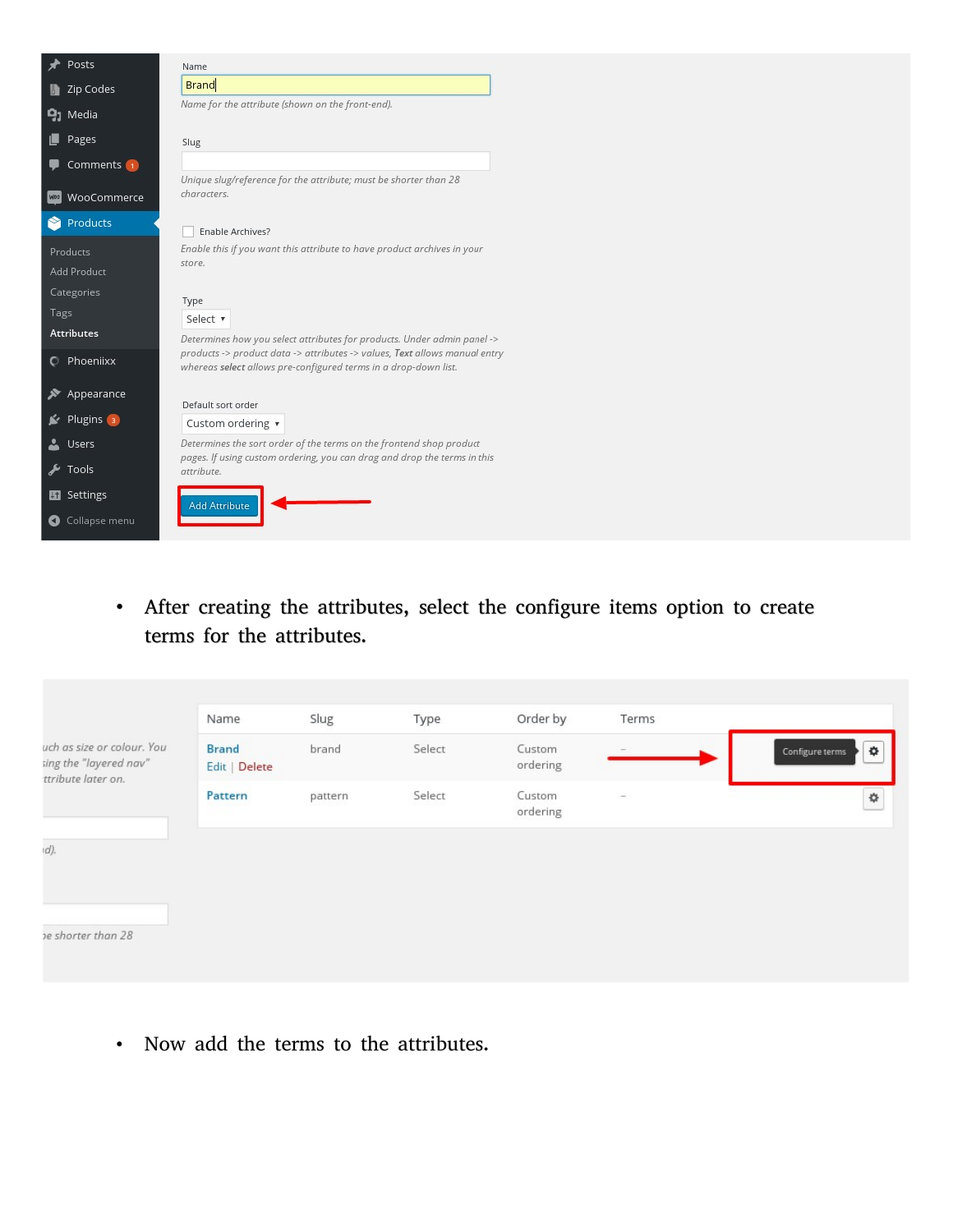- After creating the attributes, select the configure items option to create terms for the attributes.

- Now add the terms to the attributes.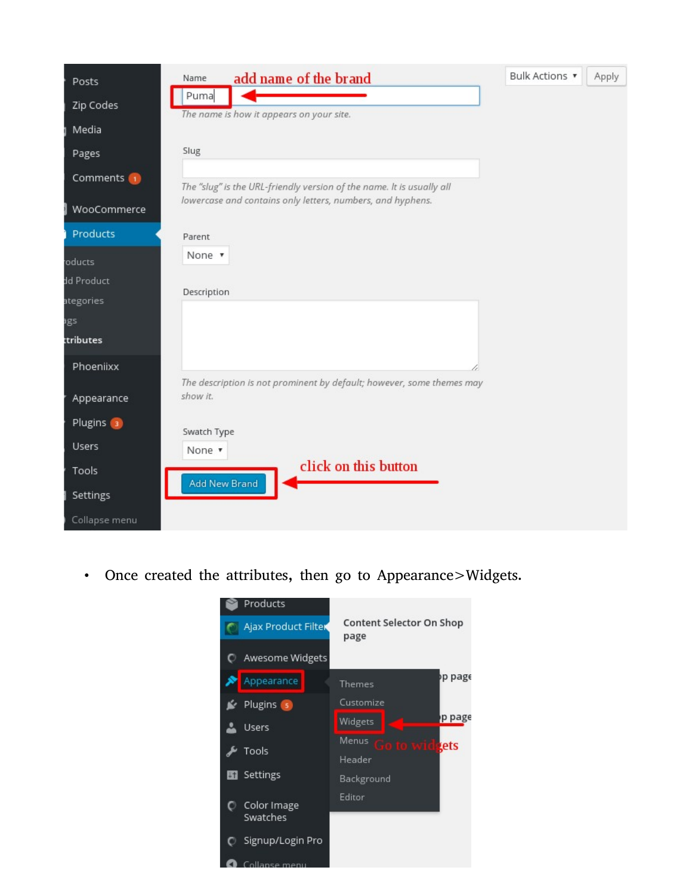- Once created the attributes, then go to Appearance>Widgets.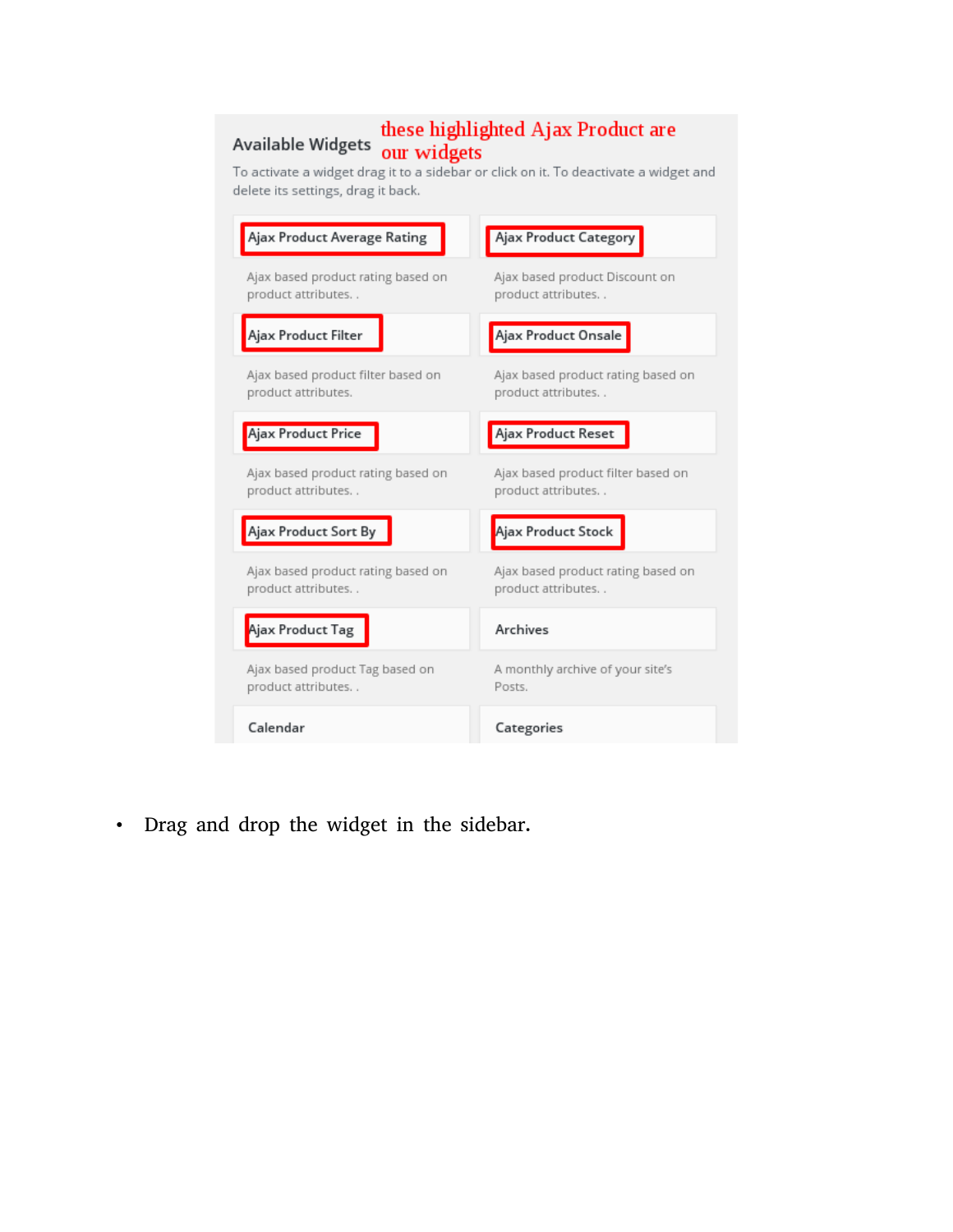**Available Widgets** — these highlighted Ajax Product are our widgets

To activate a widget drag it to a sidebar or click on it. To deactivate a widget and delete its settings, drag it back.

| | |
|---|---|
| **Ajax Product Average Rating** | **Ajax Product Category** |
| Ajax based product rating based on product attributes. . | Ajax based product Discount on product attributes. . |
| **Ajax Product Filter** | **Ajax Product Onsale** |
| Ajax based product filter based on product attributes. | Ajax based product rating based on product attributes. . |
| **Ajax Product Price** | **Ajax Product Reset** |
| Ajax based product rating based on product attributes. . | Ajax based product filter based on product attributes. . |
| **Ajax Product Sort By** | **Ajax Product Stock** |
| Ajax based product rating based on product attributes. . | Ajax based product rating based on product attributes. . |
| **Ajax Product Tag** | **Archives** |
| Ajax based product Tag based on product attributes. . | A monthly archive of your site's Posts. |
| **Calendar** | **Categories** |

- Drag and drop the widget in the sidebar.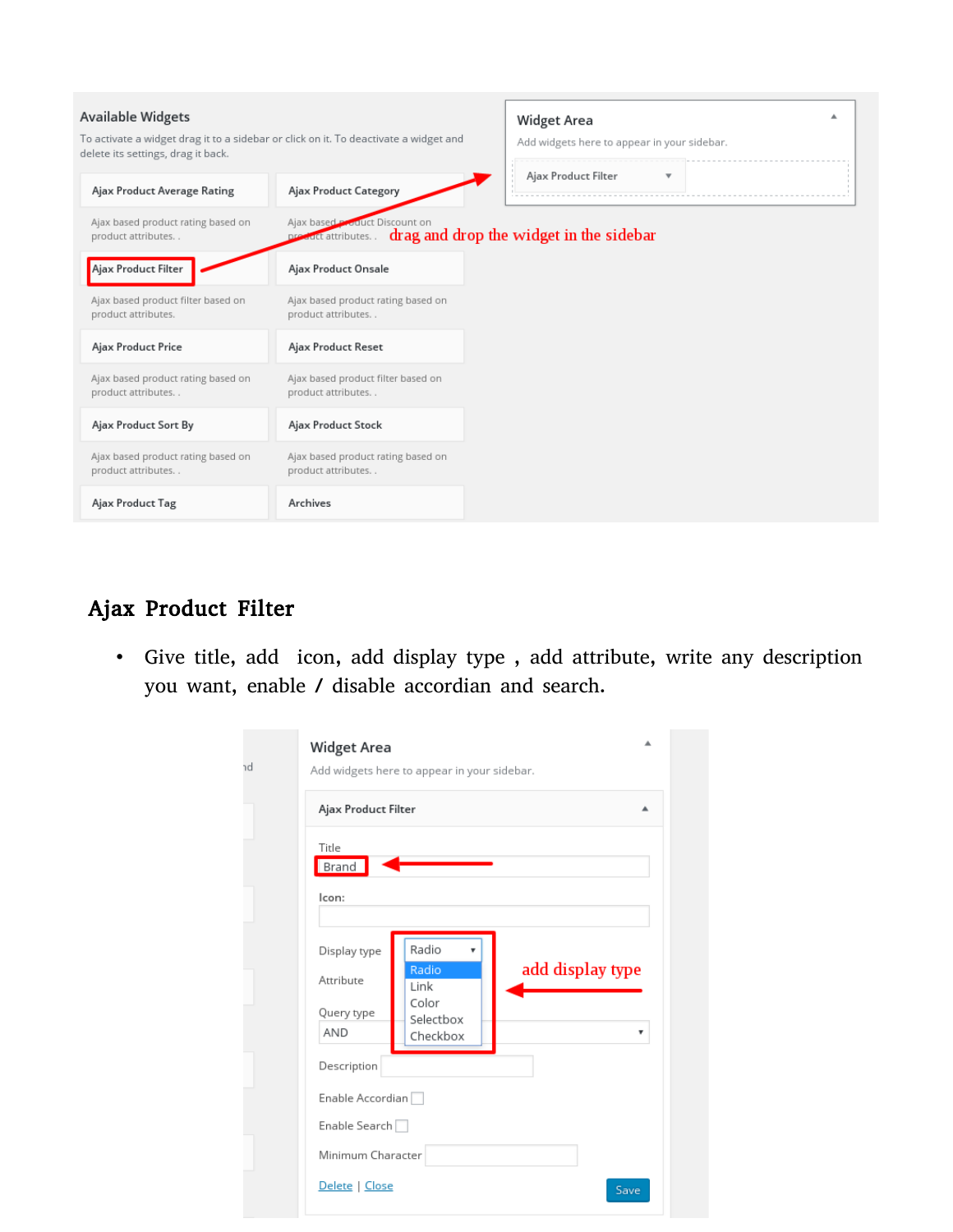## Ajax Product Filter

- Give title, add icon, add display type , add attribute, write any description you want, enable / disable accordian and search.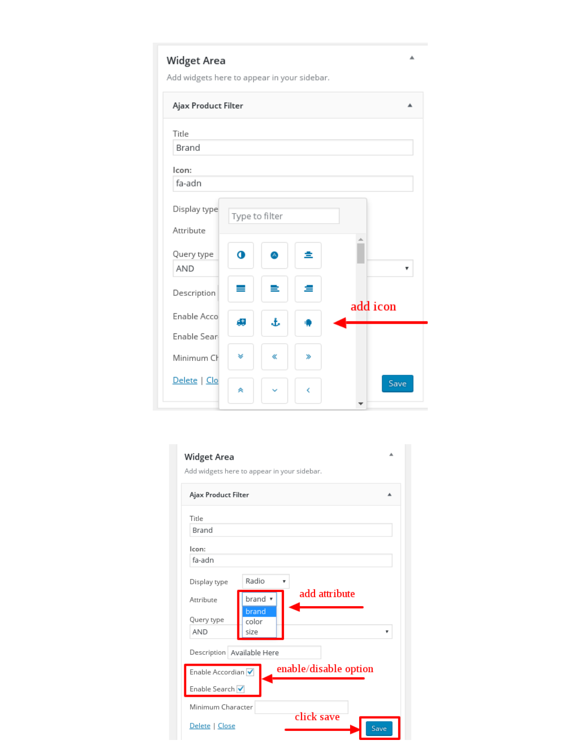**Widget Area**

Add widgets here to appear in your sidebar.

**Ajax Product Filter**

Title
Brand

Icon:
fa-adn

Display type

Attribute

Type to filter

Query type
AND

Description

Enable Acco

Enable Sear

Minimum Ch

add icon

Delete | Clo

Save

**Widget Area**

Add widgets here to appear in your sidebar.

**Ajax Product Filter**

Title
Brand

Icon:
fa-adn

Display type Radio

Attribute brand

- brand
- color
- size

add attribute

Query type
AND

Description Available Here

Enable Accordian ☑

Enable Search ☑

enable/disable option

Minimum Character

click save

Delete | Close

Save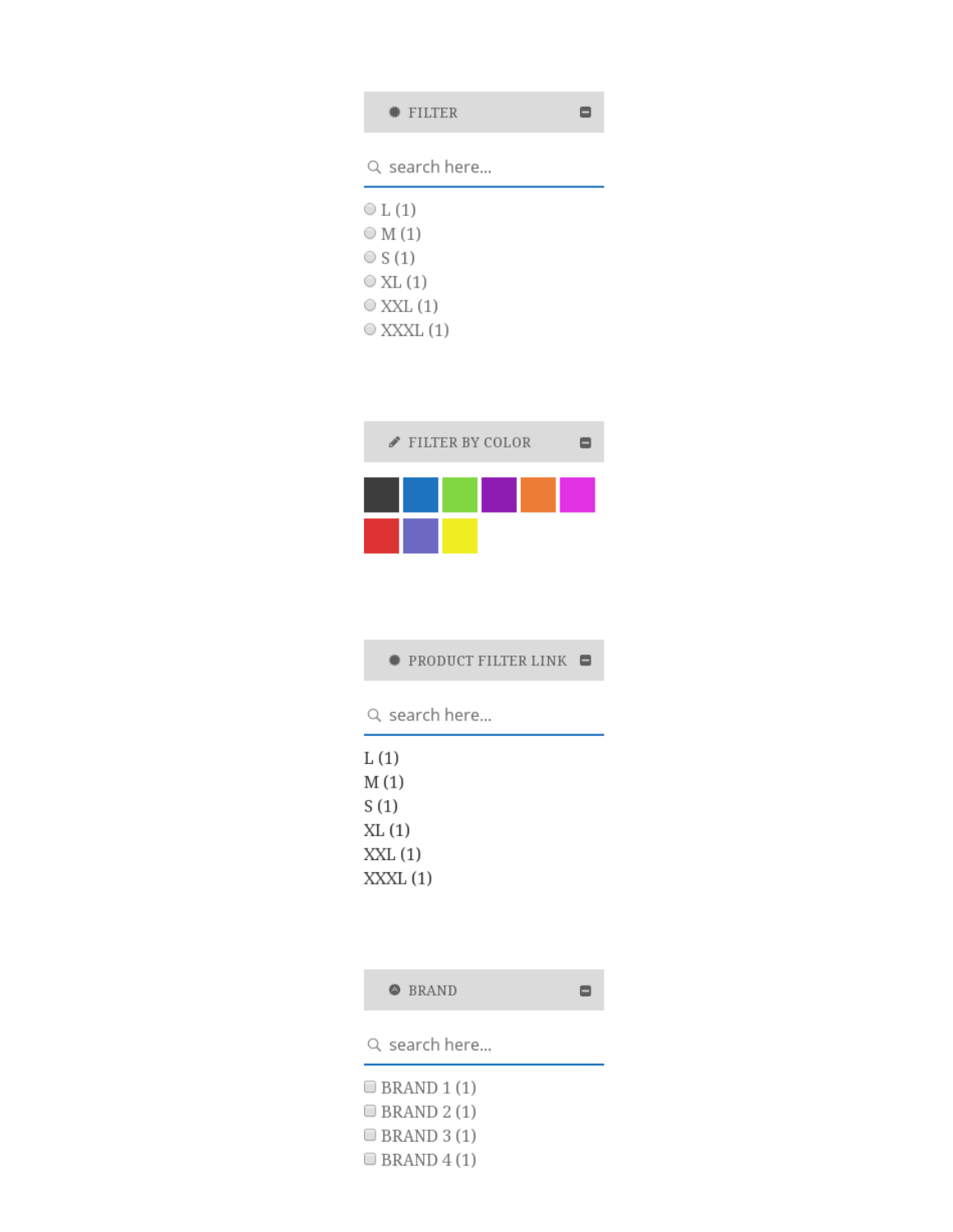FILTER

search here...

- L (1)
- M (1)
- S (1)
- XL (1)
- XXL (1)
- XXXL (1)

FILTER BY COLOR

PRODUCT FILTER LINK

search here...

L (1)
M (1)
S (1)
XL (1)
XXL (1)
XXXL (1)

BRAND

search here...

- BRAND 1 (1)
- BRAND 2 (1)
- BRAND 3 (1)
- BRAND 4 (1)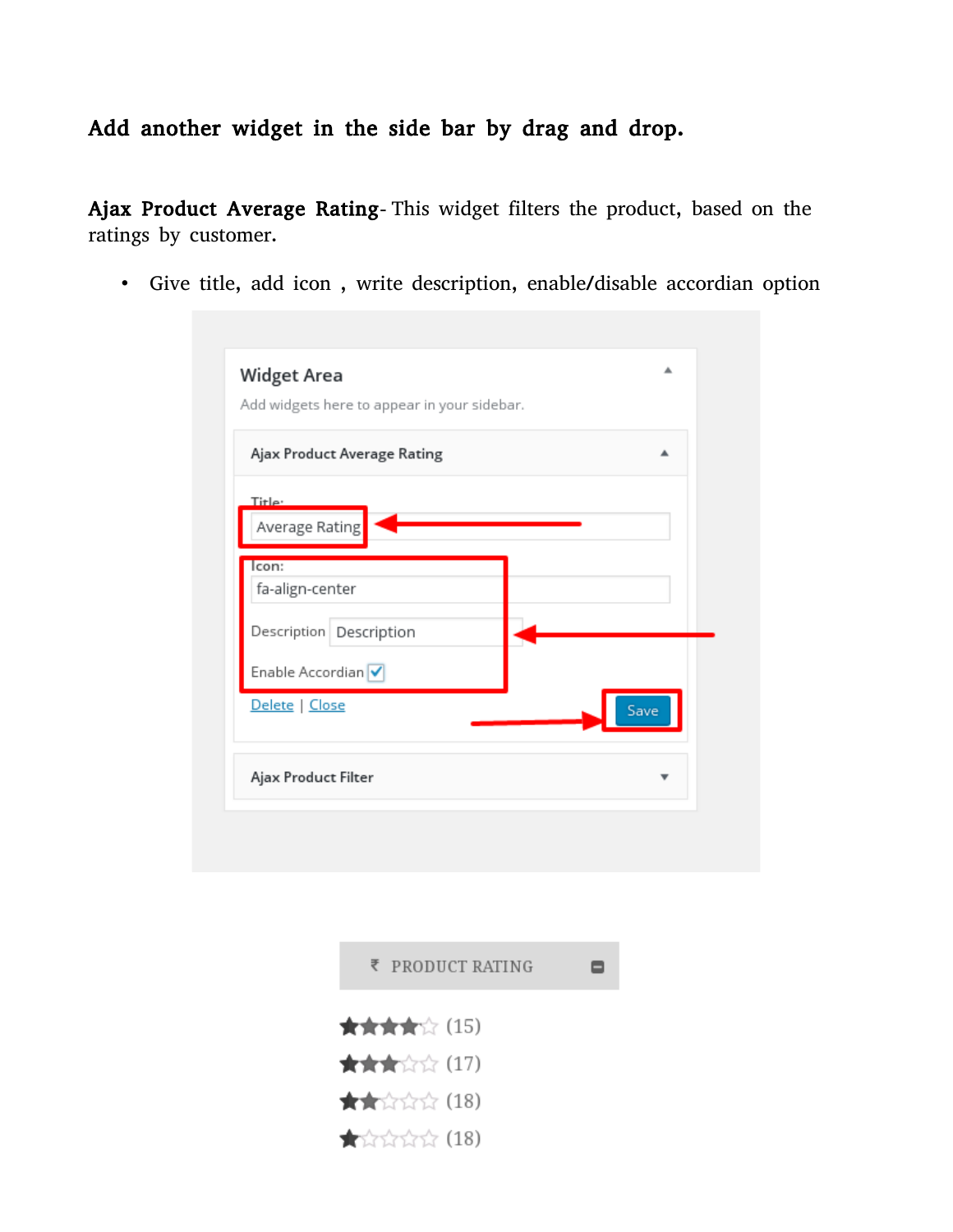**Add another widget in the side bar by drag and drop.**

**Ajax Product Average Rating**- This widget filters the product, based on the ratings by customer.

- Give title, add icon , write description, enable/disable accordian option

Widget Area

Add widgets here to appear in your sidebar.

Ajax Product Average Rating

Title:

Average Rating

Icon:

fa-align-center

Description Description

Enable Accordian

Delete | Close

Save

Ajax Product Filter

₹ PRODUCT RATING

(15)

(17)

(18)

(18)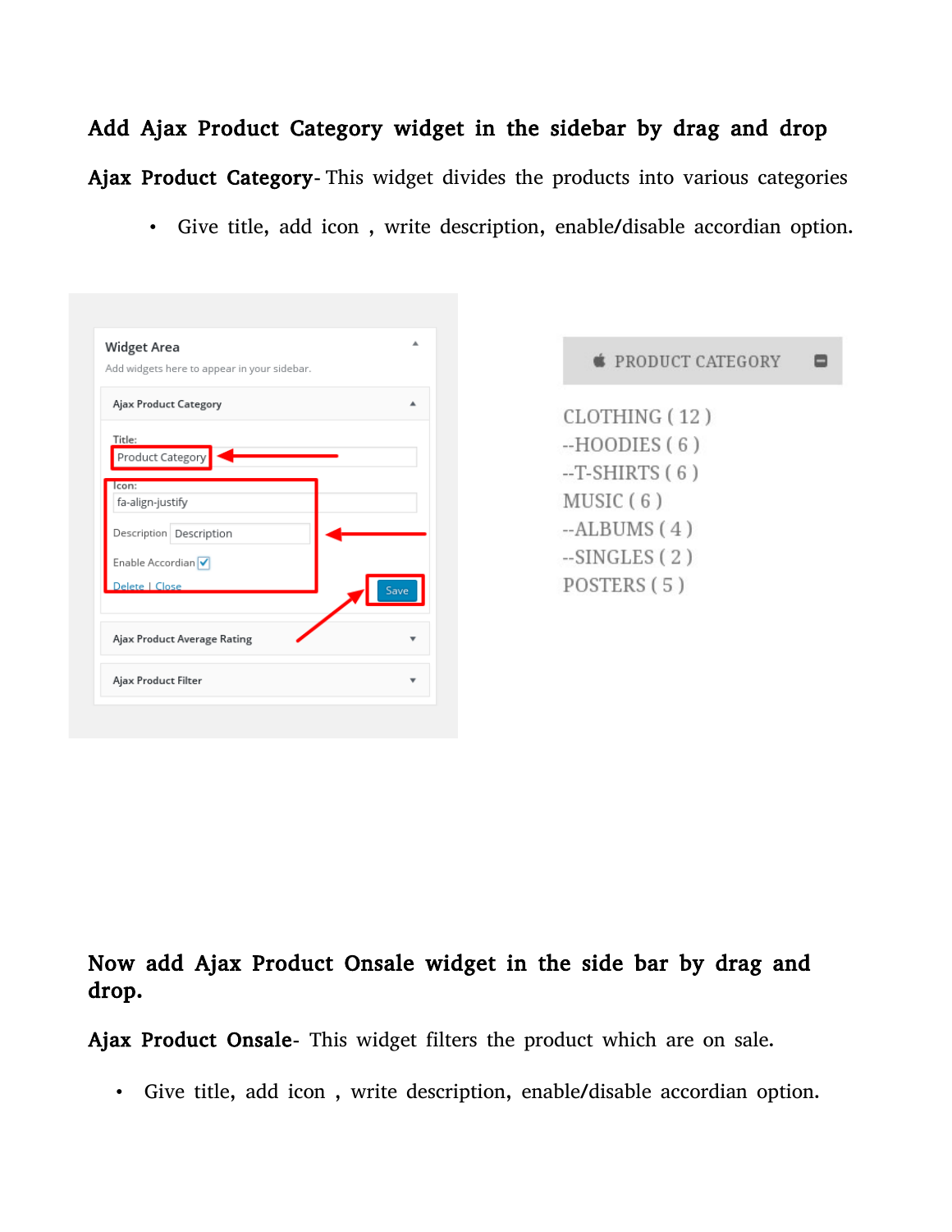## Add Ajax Product Category widget in the sidebar by drag and drop

**Ajax Product Category**- This widget divides the products into various categories

- Give title, add icon , write description, enable/disable accordian option.

## Now add Ajax Product Onsale widget in the side bar by drag and drop.

**Ajax Product Onsale**- This widget filters the product which are on sale.

- Give title, add icon , write description, enable/disable accordian option.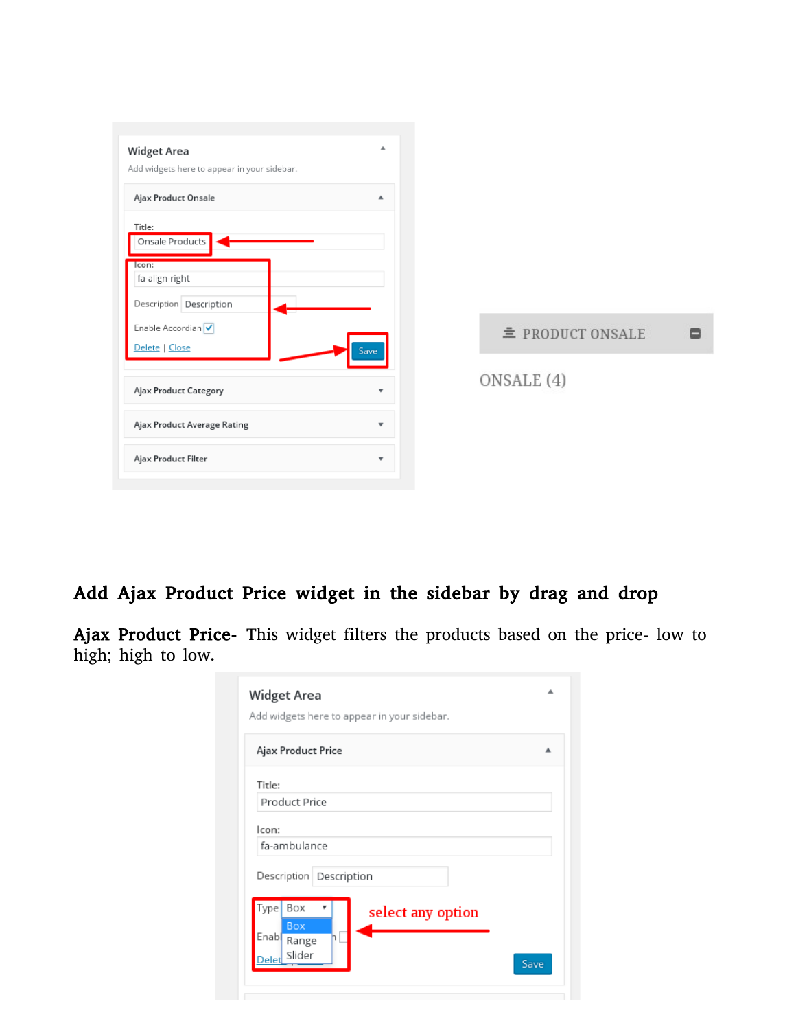## Add Ajax Product Price widget in the sidebar by drag and drop

**Ajax Product Price-** This widget filters the products based on the price- low to high; high to low.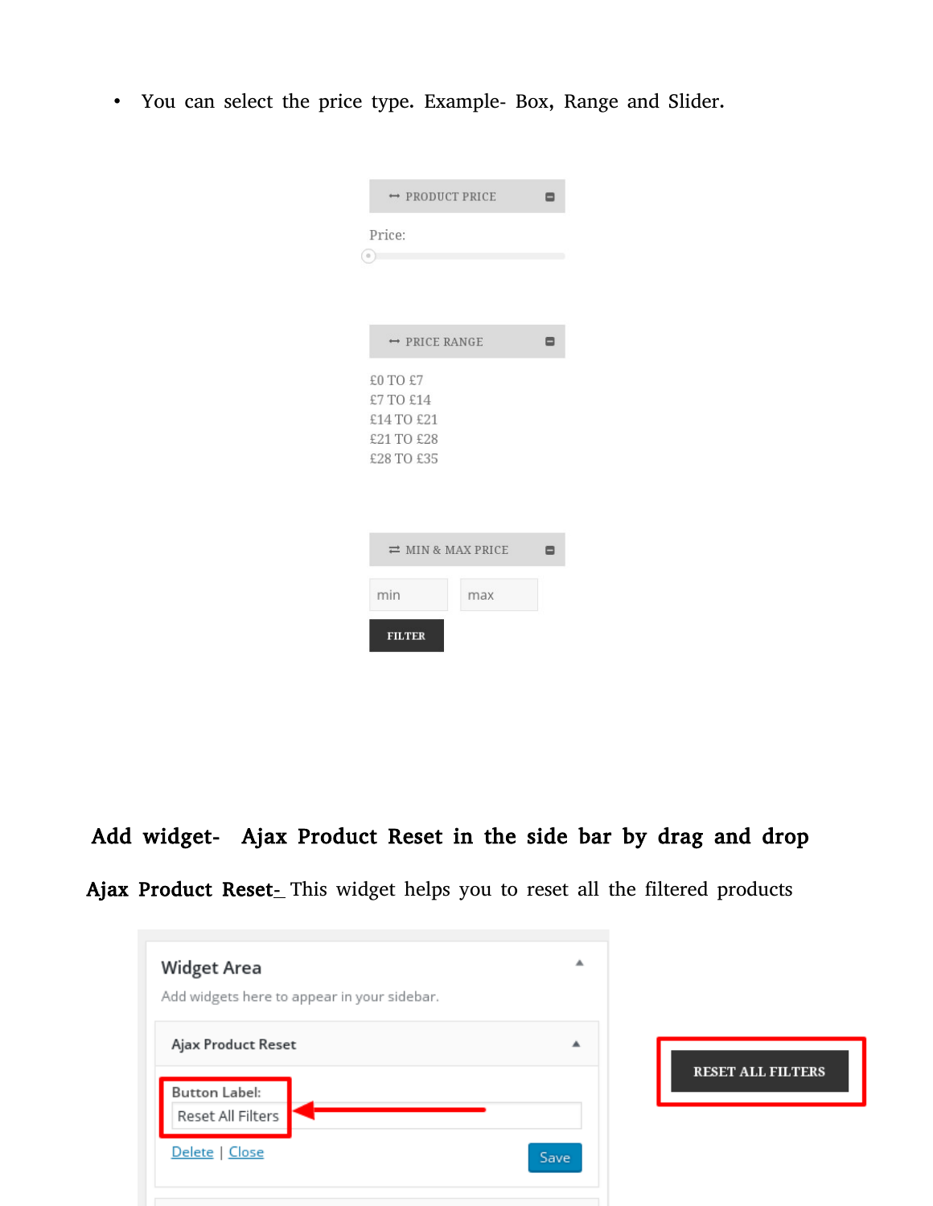- You can select the price type. Example- Box, Range and Slider.

PRODUCT PRICE

Price:

PRICE RANGE

£0 TO £7
£7 TO £14
£14 TO £21
£21 TO £28
£28 TO £35

MIN & MAX PRICE

min max

FILTER

**Add widget- Ajax Product Reset in the side bar by drag and drop**

**Ajax Product Reset-** This widget helps you to reset all the filtered products

Widget Area

Add widgets here to appear in your sidebar.

Ajax Product Reset

Button Label:

Reset All Filters

Delete | Close

Save

RESET ALL FILTERS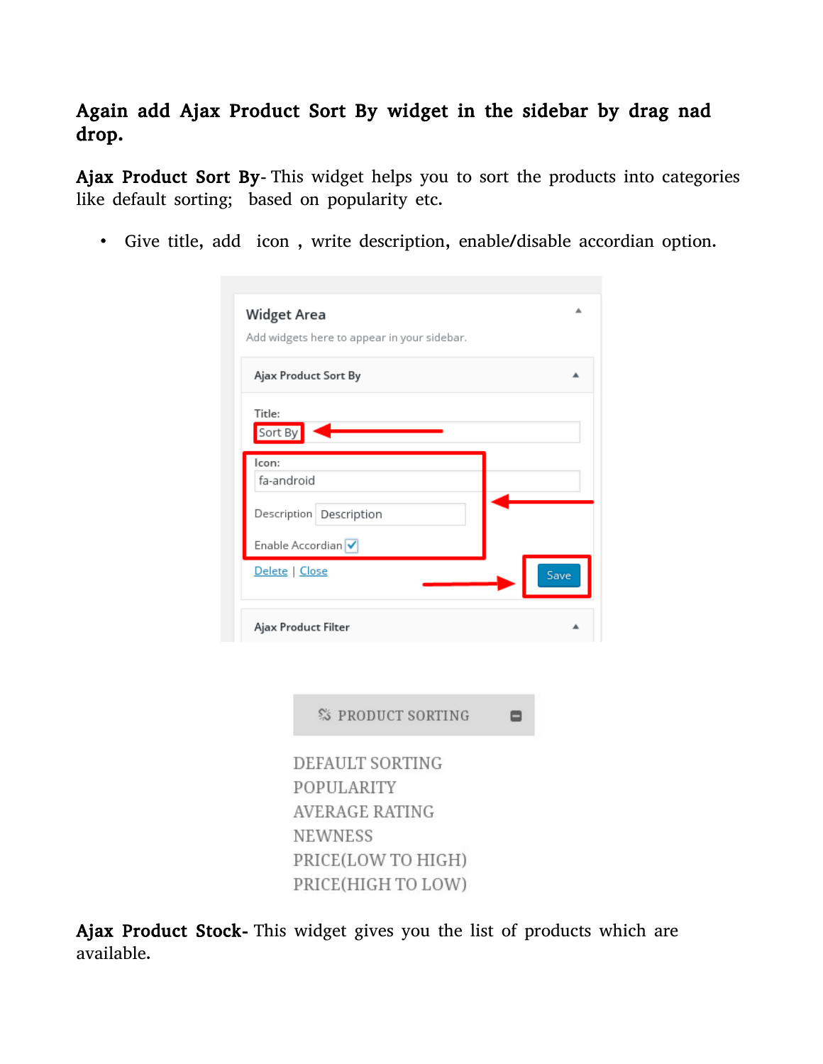**Again add Ajax Product Sort By widget in the sidebar by drag nad drop.**

**Ajax Product Sort By**- This widget helps you to sort the products into categories like default sorting; based on popularity etc.

- Give title, add icon , write description, enable/disable accordian option.

**Ajax Product Stock-** This widget gives you the list of products which are available.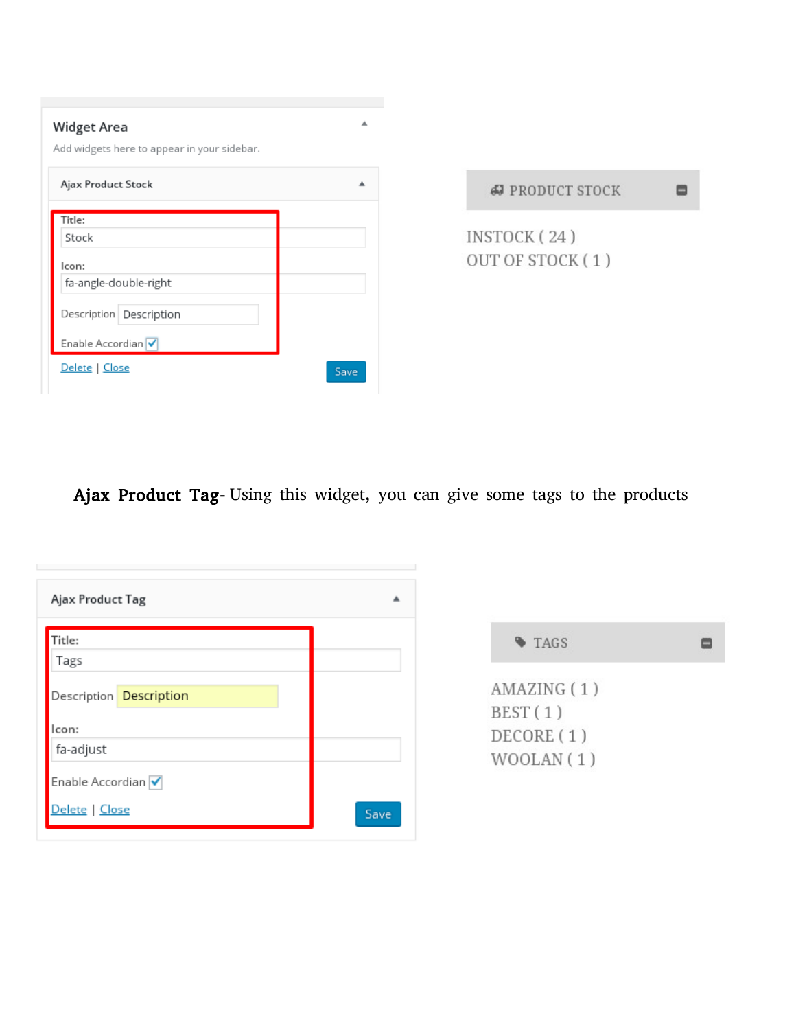Widget Area

Add widgets here to appear in your sidebar.

Ajax Product Stock

Title:
Stock

Icon:
fa-angle-double-right

Description Description

Enable Accordian

Delete | Close

Save

PRODUCT STOCK

INSTOCK ( 24 )
OUT OF STOCK ( 1 )

**Ajax Product Tag**- Using this widget, you can give some tags to the products

Ajax Product Tag

Title:
Tags

Description Description

Icon:
fa-adjust

Enable Accordian

Delete | Close

Save

TAGS

AMAZING ( 1 )
BEST ( 1 )
DECORE ( 1 )
WOOLAN ( 1 )